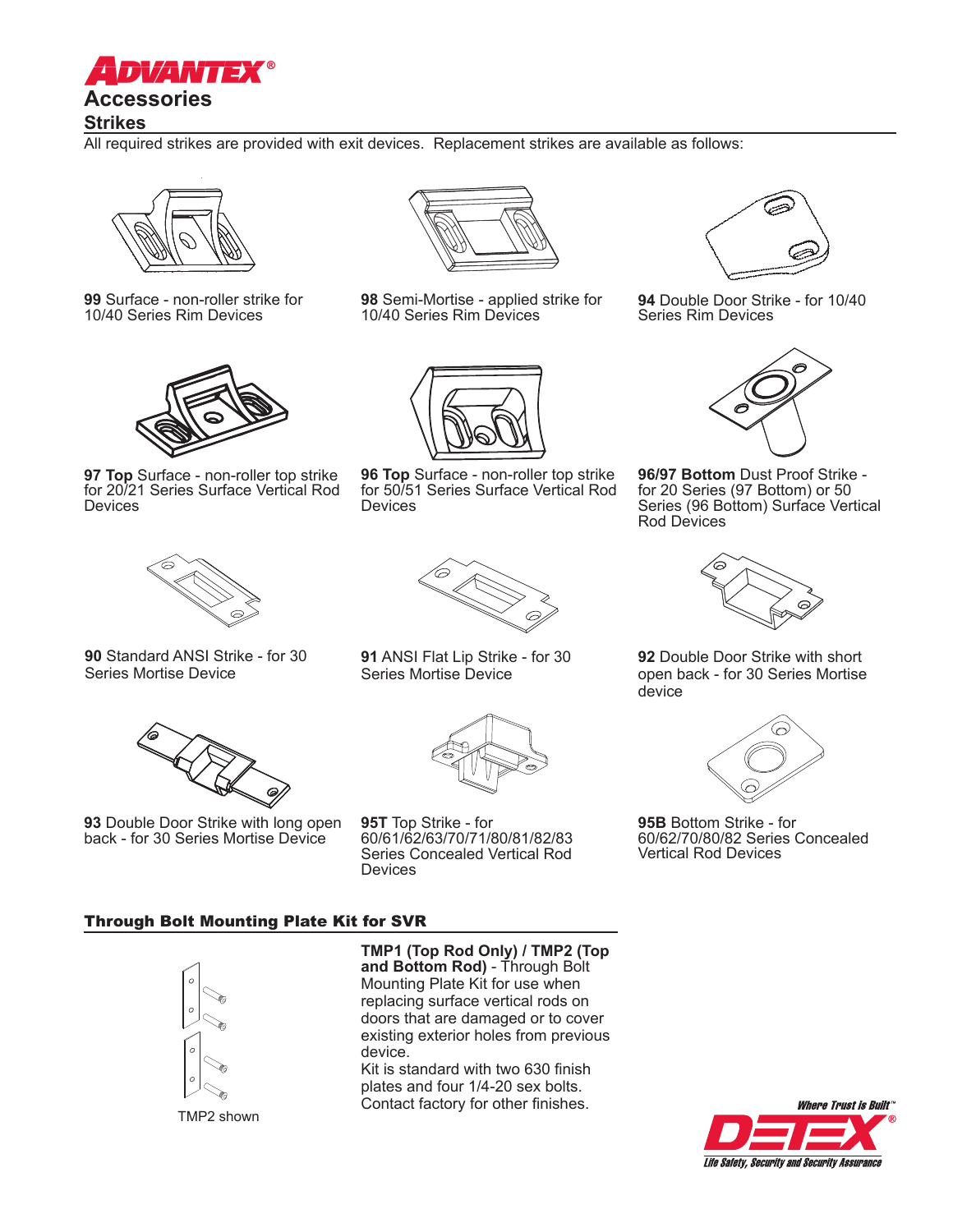# ADVANTEX®

## Accessories

### Strikes

All required strikes are provided with exit devices. Replacement strikes are available as follows:

**99** Surface - non-roller strike for 10/40 Series Rim Devices

**98** Semi-Mortise - applied strike for 10/40 Series Rim Devices

**94** Double Door Strike - for 10/40 Series Rim Devices

**97 Top** Surface - non-roller top strike for 20/21 Series Surface Vertical Rod Devices

**96 Top** Surface - non-roller top strike for 50/51 Series Surface Vertical Rod Devices

**96/97 Bottom** Dust Proof Strike - for 20 Series (97 Bottom) or 50 Series (96 Bottom) Surface Vertical Rod Devices

**90** Standard ANSI Strike - for 30 Series Mortise Device

**91** ANSI Flat Lip Strike - for 30 Series Mortise Device

**92** Double Door Strike with short open back - for 30 Series Mortise device

**93** Double Door Strike with long open back - for 30 Series Mortise Device

**95T** Top Strike - for 60/61/62/63/70/71/80/81/82/83 Series Concealed Vertical Rod Devices

**95B** Bottom Strike - for 60/62/70/80/82 Series Concealed Vertical Rod Devices

### Through Bolt Mounting Plate Kit for SVR

TMP2 shown

**TMP1 (Top Rod Only) / TMP2 (Top and Bottom Rod)** - Through Bolt Mounting Plate Kit for use when replacing surface vertical rods on doors that are damaged or to cover existing exterior holes from previous device.
Kit is standard with two 630 finish plates and four 1/4-20 sex bolts. Contact factory for other finishes.

Where Trust is Built™
DETEX®
Life Safety, Security and Security Assurance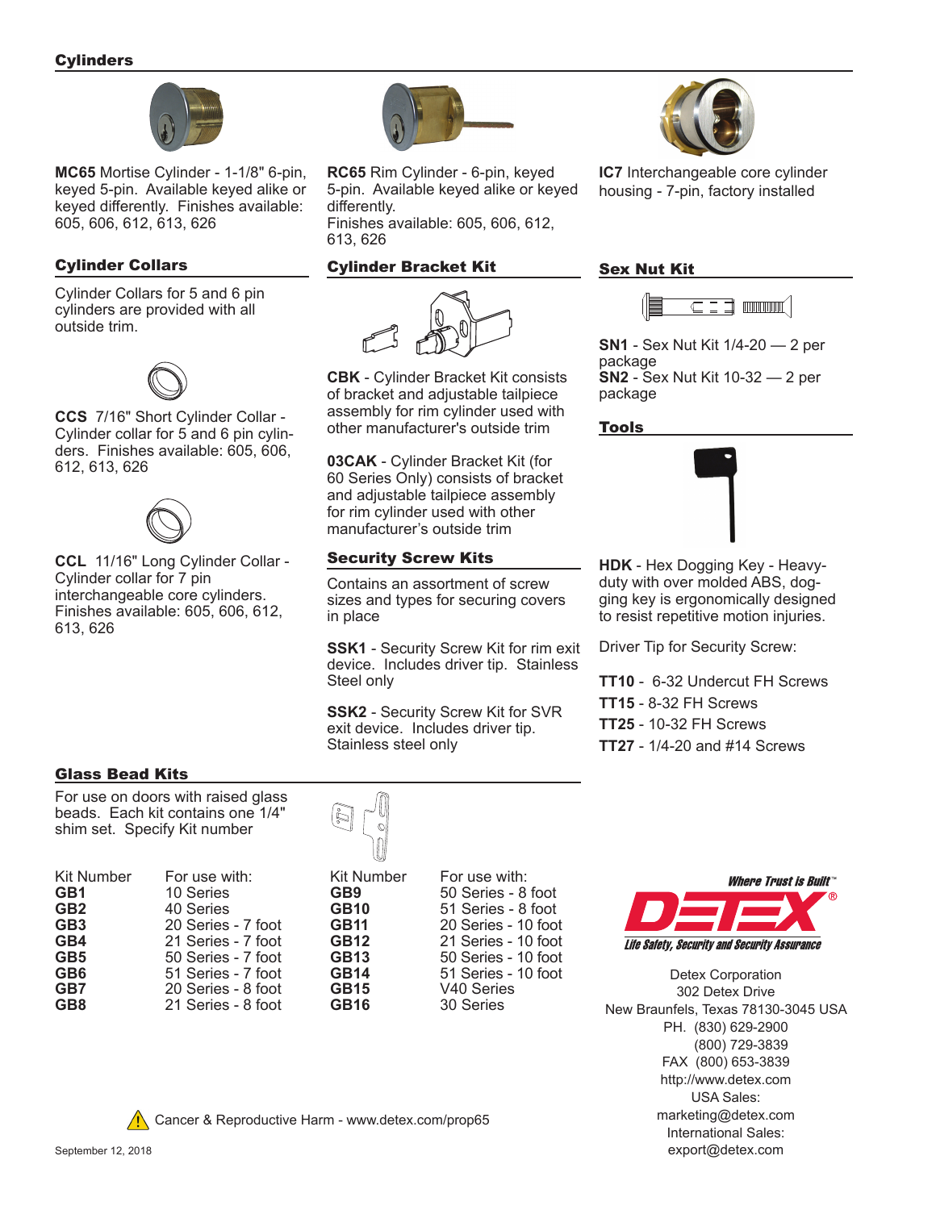## Cylinders

**MC65** Mortise Cylinder - 1-1/8" 6-pin, keyed 5-pin. Available keyed alike or keyed differently. Finishes available: 605, 606, 612, 613, 626

**RC65** Rim Cylinder - 6-pin, keyed 5-pin. Available keyed alike or keyed differently.
Finishes available: 605, 606, 612, 613, 626

**IC7** Interchangeable core cylinder housing - 7-pin, factory installed

## Cylinder Collars

Cylinder Collars for 5 and 6 pin cylinders are provided with all outside trim.

**CCS** 7/16" Short Cylinder Collar - Cylinder collar for 5 and 6 pin cylinders. Finishes available: 605, 606, 612, 613, 626

**CCL** 11/16" Long Cylinder Collar - Cylinder collar for 7 pin interchangeable core cylinders. Finishes available: 605, 606, 612, 613, 626

## Cylinder Bracket Kit

**CBK** - Cylinder Bracket Kit consists of bracket and adjustable tailpiece assembly for rim cylinder used with other manufacturer's outside trim

**03CAK** - Cylinder Bracket Kit (for 60 Series Only) consists of bracket and adjustable tailpiece assembly for rim cylinder used with other manufacturer's outside trim

## Security Screw Kits

Contains an assortment of screw sizes and types for securing covers in place

**SSK1** - Security Screw Kit for rim exit device. Includes driver tip. Stainless Steel only

**SSK2** - Security Screw Kit for SVR exit device. Includes driver tip. Stainless steel only

## Sex Nut Kit

**SN1** - Sex Nut Kit 1/4-20 — 2 per package
**SN2** - Sex Nut Kit 10-32 — 2 per package

## Tools

**HDK** - Hex Dogging Key - Heavy-duty with over molded ABS, dogging key is ergonomically designed to resist repetitive motion injuries.

Driver Tip for Security Screw:

**TT10** - 6-32 Undercut FH Screws
**TT15** - 8-32 FH Screws
**TT25** - 10-32 FH Screws
**TT27** - 1/4-20 and #14 Screws

## Glass Bead Kits

For use on doors with raised glass beads. Each kit contains one 1/4" shim set. Specify Kit number

| Kit Number | For use with: | Kit Number | For use with: |
|---|---|---|---|
| **GB1** | 10 Series | **GB9** | 50 Series - 8 foot |
| **GB2** | 40 Series | **GB10** | 51 Series - 8 foot |
| **GB3** | 20 Series - 7 foot | **GB11** | 20 Series - 10 foot |
| **GB4** | 21 Series - 7 foot | **GB12** | 21 Series - 10 foot |
| **GB5** | 50 Series - 7 foot | **GB13** | 50 Series - 10 foot |
| **GB6** | 51 Series - 7 foot | **GB14** | 51 Series - 10 foot |
| **GB7** | 20 Series - 8 foot | **GB15** | V40 Series |
| **GB8** | 21 Series - 8 foot | **GB16** | 30 Series |

*Where Trust is Built™*
DETEX®
*Life Safety, Security and Security Assurance*

Detex Corporation
302 Detex Drive
New Braunfels, Texas 78130-3045 USA
PH. (830) 629-2900
(800) 729-3839
FAX (800) 653-3839
http://www.detex.com
USA Sales:
marketing@detex.com
International Sales:
export@detex.com

⚠ Cancer & Reproductive Harm - www.detex.com/prop65

September 12, 2018